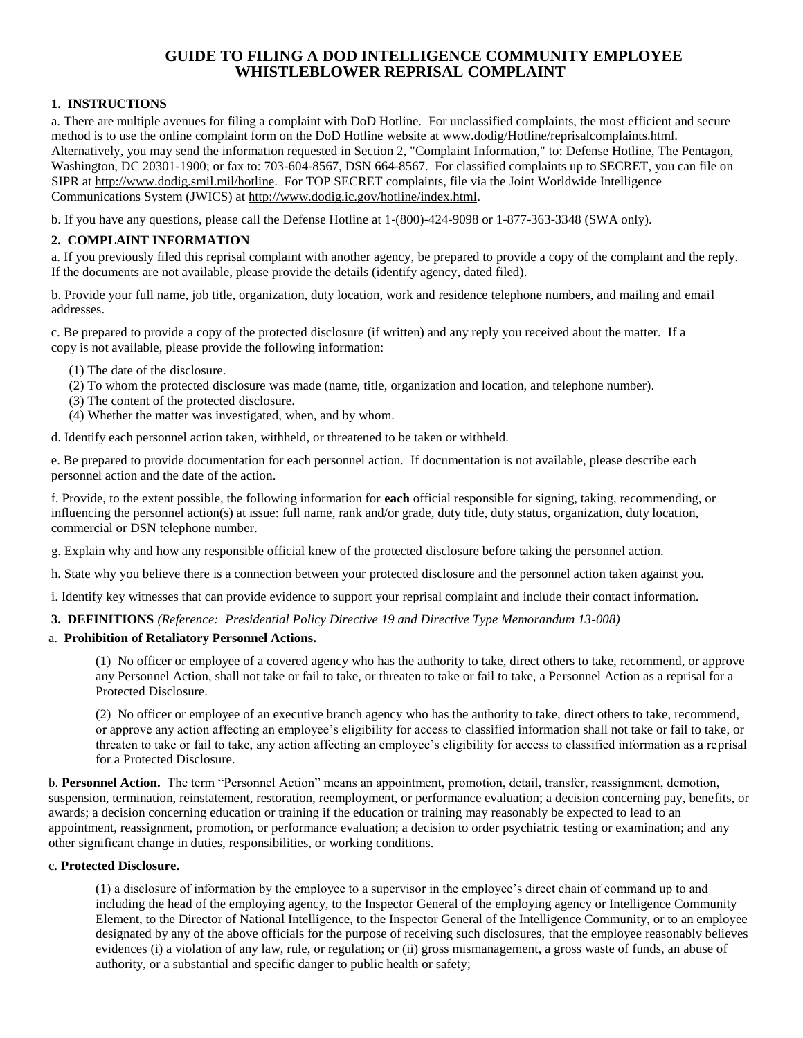# GUIDE TO FILING A DOD INTELLIGENCE COMMUNITY EMPLOYEE WHISTLEBLOWER REPRISAL COMPLAINT

## 1. INSTRUCTIONS

a. There are multiple avenues for filing a complaint with DoD Hotline. For unclassified complaints, the most efficient and secure method is to use the online complaint form on the DoD Hotline website at www.dodig/Hotline/reprisalcomplaints.html. Alternatively, you may send the information requested in Section 2, "Complaint Information," to: Defense Hotline, The Pentagon, Washington, DC 20301-1900; or fax to: 703-604-8567, DSN 664-8567. For classified complaints up to SECRET, you can file on SIPR at http://www.dodig.smil.mil/hotline. For TOP SECRET complaints, file via the Joint Worldwide Intelligence Communications System (JWICS) at http://www.dodig.ic.gov/hotline/index.html.

b. If you have any questions, please call the Defense Hotline at 1-(800)-424-9098 or 1-877-363-3348 (SWA only).

## 2. COMPLAINT INFORMATION

a. If you previously filed this reprisal complaint with another agency, be prepared to provide a copy of the complaint and the reply. If the documents are not available, please provide the details (identify agency, dated filed).

b. Provide your full name, job title, organization, duty location, work and residence telephone numbers, and mailing and email addresses.

c. Be prepared to provide a copy of the protected disclosure (if written) and any reply you received about the matter. If a copy is not available, please provide the following information:

(1) The date of the disclosure.
(2) To whom the protected disclosure was made (name, title, organization and location, and telephone number).
(3) The content of the protected disclosure.
(4) Whether the matter was investigated, when, and by whom.

d. Identify each personnel action taken, withheld, or threatened to be taken or withheld.

e. Be prepared to provide documentation for each personnel action. If documentation is not available, please describe each personnel action and the date of the action.

f. Provide, to the extent possible, the following information for **each** official responsible for signing, taking, recommending, or influencing the personnel action(s) at issue: full name, rank and/or grade, duty title, duty status, organization, duty location, commercial or DSN telephone number.

g. Explain why and how any responsible official knew of the protected disclosure before taking the personnel action.

h. State why you believe there is a connection between your protected disclosure and the personnel action taken against you.

i. Identify key witnesses that can provide evidence to support your reprisal complaint and include their contact information.

## 3. DEFINITIONS *(Reference: Presidential Policy Directive 19 and Directive Type Memorandum 13-008)*

a. **Prohibition of Retaliatory Personnel Actions.**

(1) No officer or employee of a covered agency who has the authority to take, direct others to take, recommend, or approve any Personnel Action, shall not take or fail to take, or threaten to take or fail to take, a Personnel Action as a reprisal for a Protected Disclosure.

(2) No officer or employee of an executive branch agency who has the authority to take, direct others to take, recommend, or approve any action affecting an employee's eligibility for access to classified information shall not take or fail to take, or threaten to take or fail to take, any action affecting an employee's eligibility for access to classified information as a reprisal for a Protected Disclosure.

b. **Personnel Action.** The term "Personnel Action" means an appointment, promotion, detail, transfer, reassignment, demotion, suspension, termination, reinstatement, restoration, reemployment, or performance evaluation; a decision concerning pay, benefits, or awards; a decision concerning education or training if the education or training may reasonably be expected to lead to an appointment, reassignment, promotion, or performance evaluation; a decision to order psychiatric testing or examination; and any other significant change in duties, responsibilities, or working conditions.

c. **Protected Disclosure.**

(1) a disclosure of information by the employee to a supervisor in the employee's direct chain of command up to and including the head of the employing agency, to the Inspector General of the employing agency or Intelligence Community Element, to the Director of National Intelligence, to the Inspector General of the Intelligence Community, or to an employee designated by any of the above officials for the purpose of receiving such disclosures, that the employee reasonably believes evidences (i) a violation of any law, rule, or regulation; or (ii) gross mismanagement, a gross waste of funds, an abuse of authority, or a substantial and specific danger to public health or safety;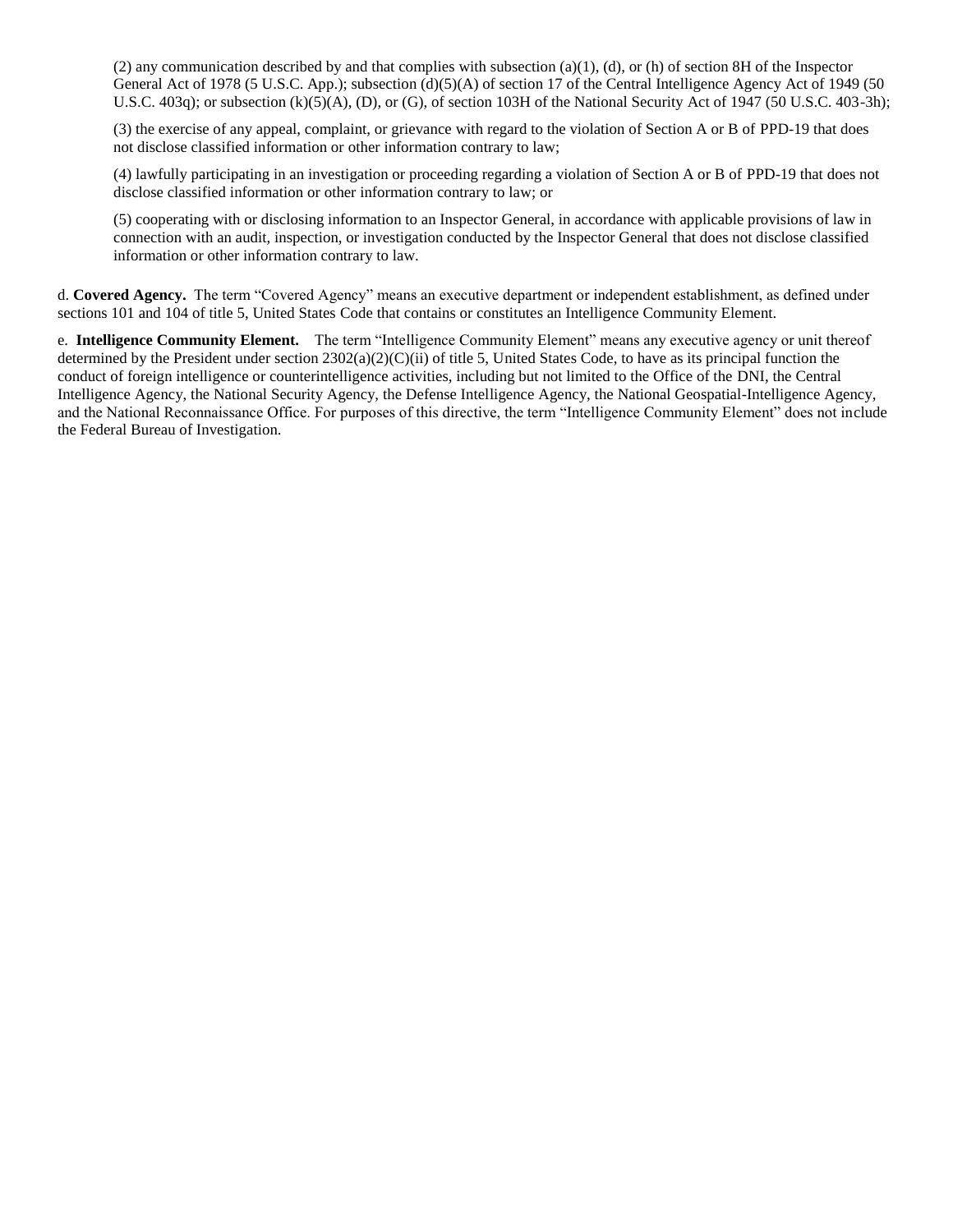(2) any communication described by and that complies with subsection (a)(1), (d), or (h) of section 8H of the Inspector General Act of 1978 (5 U.S.C. App.); subsection (d)(5)(A) of section 17 of the Central Intelligence Agency Act of 1949 (50 U.S.C. 403q); or subsection (k)(5)(A), (D), or (G), of section 103H of the National Security Act of 1947 (50 U.S.C. 403-3h);

(3) the exercise of any appeal, complaint, or grievance with regard to the violation of Section A or B of PPD-19 that does not disclose classified information or other information contrary to law;

(4) lawfully participating in an investigation or proceeding regarding a violation of Section A or B of PPD-19 that does not disclose classified information or other information contrary to law; or

(5) cooperating with or disclosing information to an Inspector General, in accordance with applicable provisions of law in connection with an audit, inspection, or investigation conducted by the Inspector General that does not disclose classified information or other information contrary to law.

d. **Covered Agency.** The term "Covered Agency" means an executive department or independent establishment, as defined under sections 101 and 104 of title 5, United States Code that contains or constitutes an Intelligence Community Element.

e. **Intelligence Community Element.** The term "Intelligence Community Element" means any executive agency or unit thereof determined by the President under section 2302(a)(2)(C)(ii) of title 5, United States Code, to have as its principal function the conduct of foreign intelligence or counterintelligence activities, including but not limited to the Office of the DNI, the Central Intelligence Agency, the National Security Agency, the Defense Intelligence Agency, the National Geospatial-Intelligence Agency, and the National Reconnaissance Office. For purposes of this directive, the term "Intelligence Community Element" does not include the Federal Bureau of Investigation.